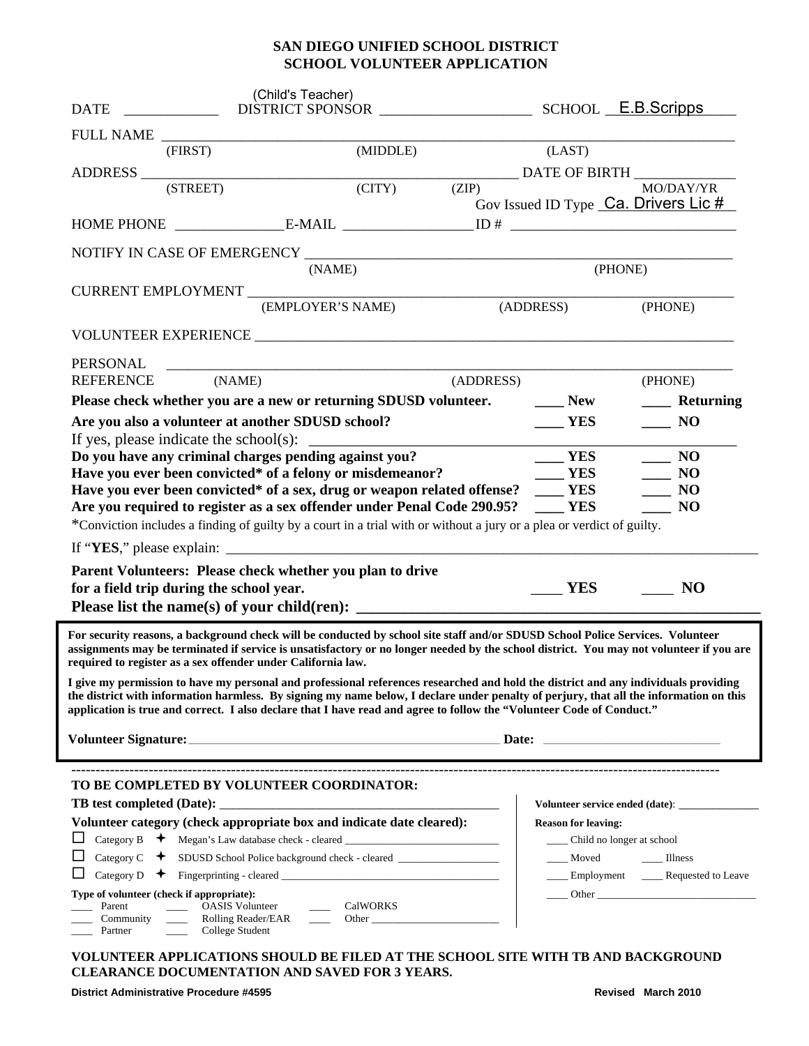# SAN DIEGO UNIFIED SCHOOL DISTRICT
# SCHOOL VOLUNTEER APPLICATION

DATE ____________ DISTRICT SPONSOR (Child's Teacher) ____________________ SCHOOL E.B.Scripps

FULL NAME ______________________________________________________________
(FIRST) (MIDDLE) (LAST)

ADDRESS ______________________________________________ DATE OF BIRTH ____________
(STREET) (CITY) (ZIP) MO/DAY/YR

Gov Issued ID Type Ca. Drivers Lic #

HOME PHONE ______________ E-MAIL ________________ ID # ______________________________

NOTIFY IN CASE OF EMERGENCY ______________________________________________________
(NAME) (PHONE)

CURRENT EMPLOYMENT ______________________________________________________________
(EMPLOYER'S NAME) (ADDRESS) (PHONE)

VOLUNTEER EXPERIENCE ____________________________________________________________

PERSONAL REFERENCE ______________________________________________________________
(NAME) (ADDRESS) (PHONE)

**Please check whether you are a new or returning SDUSD volunteer.** ____ **New** ____ **Returning**

**Are you also a volunteer at another SDUSD school?** ____ **YES** ____ **NO**

If yes, please indicate the school(s): ____________________________________________

**Do you have any criminal charges pending against you?** ____ **YES** ____ **NO**

**Have you ever been convicted* of a felony or misdemeanor?** ____ **YES** ____ **NO**

**Have you ever been convicted* of a sex, drug or weapon related offense?** ____ **YES** ____ **NO**

**Are you required to register as a sex offender under Penal Code 290.95?** ____ **YES** ____ **NO**

*Conviction includes a finding of guilty by a court in a trial with or without a jury or a plea or verdict of guilty.

If "**YES**," please explain: ______________________________________________________

**Parent Volunteers: Please check whether you plan to drive for a field trip during the school year.** ____ **YES** ____ **NO**

**Please list the name(s) of your child(ren):** ____________________________________

**For security reasons, a background check will be conducted by school site staff and/or SDUSD School Police Services. Volunteer assignments may be terminated if service is unsatisfactory or no longer needed by the school district. You may not volunteer if you are required to register as a sex offender under California law.**

**I give my permission to have my personal and professional references researched and hold the district and any individuals providing the district with information harmless. By signing my name below, I declare under penalty of perjury, that all the information on this application is true and correct. I also declare that I have read and agree to follow the "Volunteer Code of Conduct."**

**Volunteer Signature:** ______________________________ **Date:** ____________________

---

## TO BE COMPLETED BY VOLUNTEER COORDINATOR:

**TB test completed (Date):** ______________________________

**Volunteer category (check appropriate box and indicate date cleared):**

- ☐ Category B ✦ Megan's Law database check - cleared ____________________
- ☐ Category C ✦ SDUSD School Police background check - cleared ____________________
- ☐ Category D ✦ Fingerprinting - cleared ____________________

**Type of volunteer (check if appropriate):**

____ Parent ____ OASIS Volunteer ____ CalWORKS
____ Community ____ Rolling Reader/EAR ____ Other ____________
____ Partner ____ College Student

**Volunteer service ended (date):** ____________

**Reason for leaving:**

____ Child no longer at school
____ Moved ____ Illness
____ Employment ____ Requested to Leave
____ Other ____________________

**VOLUNTEER APPLICATIONS SHOULD BE FILED AT THE SCHOOL SITE WITH TB AND BACKGROUND CLEARANCE DOCUMENTATION AND SAVED FOR 3 YEARS.**

**District Administrative Procedure #4595** **Revised March 2010**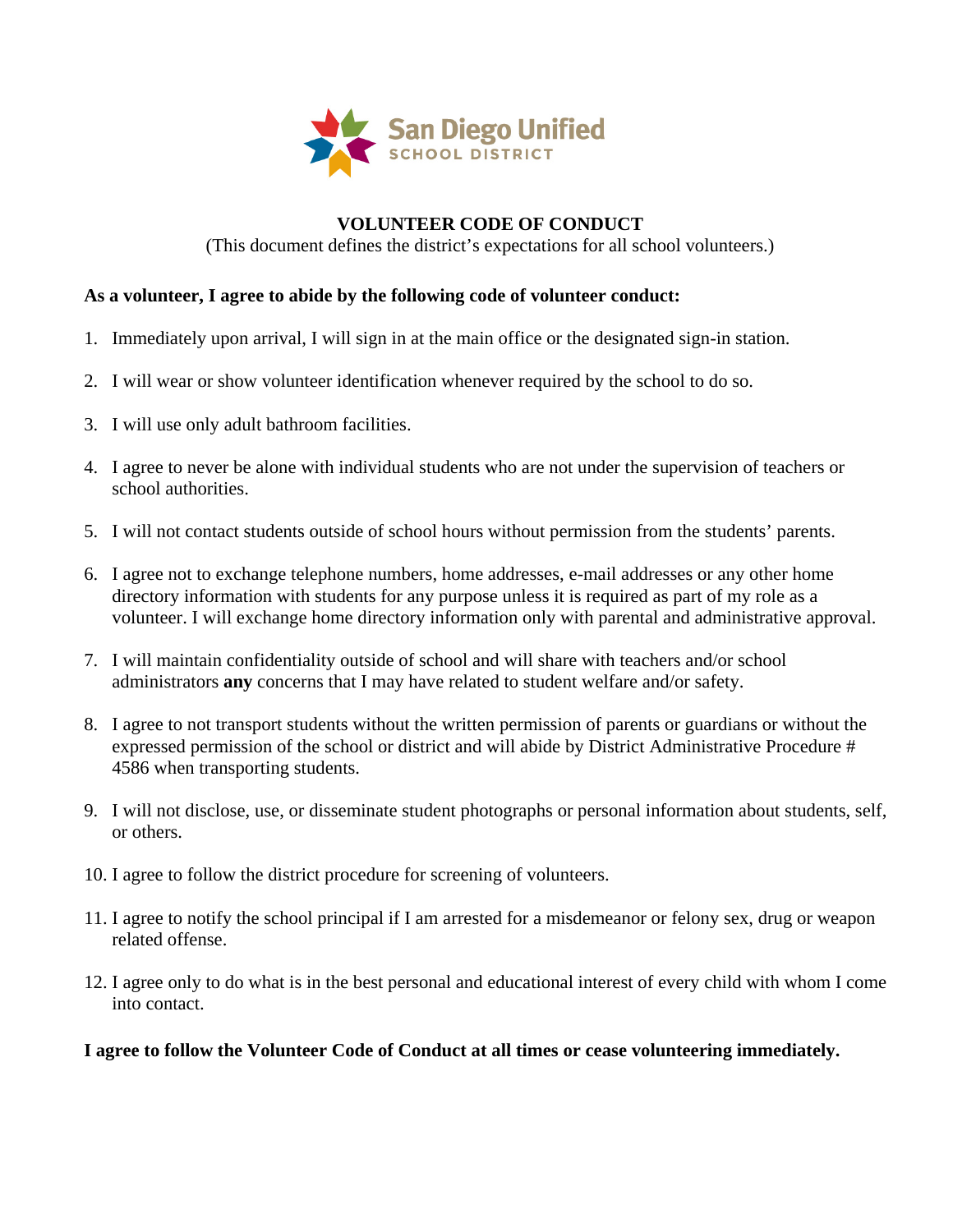San Diego Unified
SCHOOL DISTRICT

# VOLUNTEER CODE OF CONDUCT

(This document defines the district's expectations for all school volunteers.)

**As a volunteer, I agree to abide by the following code of volunteer conduct:**

1. Immediately upon arrival, I will sign in at the main office or the designated sign-in station.
2. I will wear or show volunteer identification whenever required by the school to do so.
3. I will use only adult bathroom facilities.
4. I agree to never be alone with individual students who are not under the supervision of teachers or school authorities.
5. I will not contact students outside of school hours without permission from the students' parents.
6. I agree not to exchange telephone numbers, home addresses, e-mail addresses or any other home directory information with students for any purpose unless it is required as part of my role as a volunteer. I will exchange home directory information only with parental and administrative approval.
7. I will maintain confidentiality outside of school and will share with teachers and/or school administrators **any** concerns that I may have related to student welfare and/or safety.
8. I agree to not transport students without the written permission of parents or guardians or without the expressed permission of the school or district and will abide by District Administrative Procedure # 4586 when transporting students.
9. I will not disclose, use, or disseminate student photographs or personal information about students, self, or others.
10. I agree to follow the district procedure for screening of volunteers.
11. I agree to notify the school principal if I am arrested for a misdemeanor or felony sex, drug or weapon related offense.
12. I agree only to do what is in the best personal and educational interest of every child with whom I come into contact.

**I agree to follow the Volunteer Code of Conduct at all times or cease volunteering immediately.**